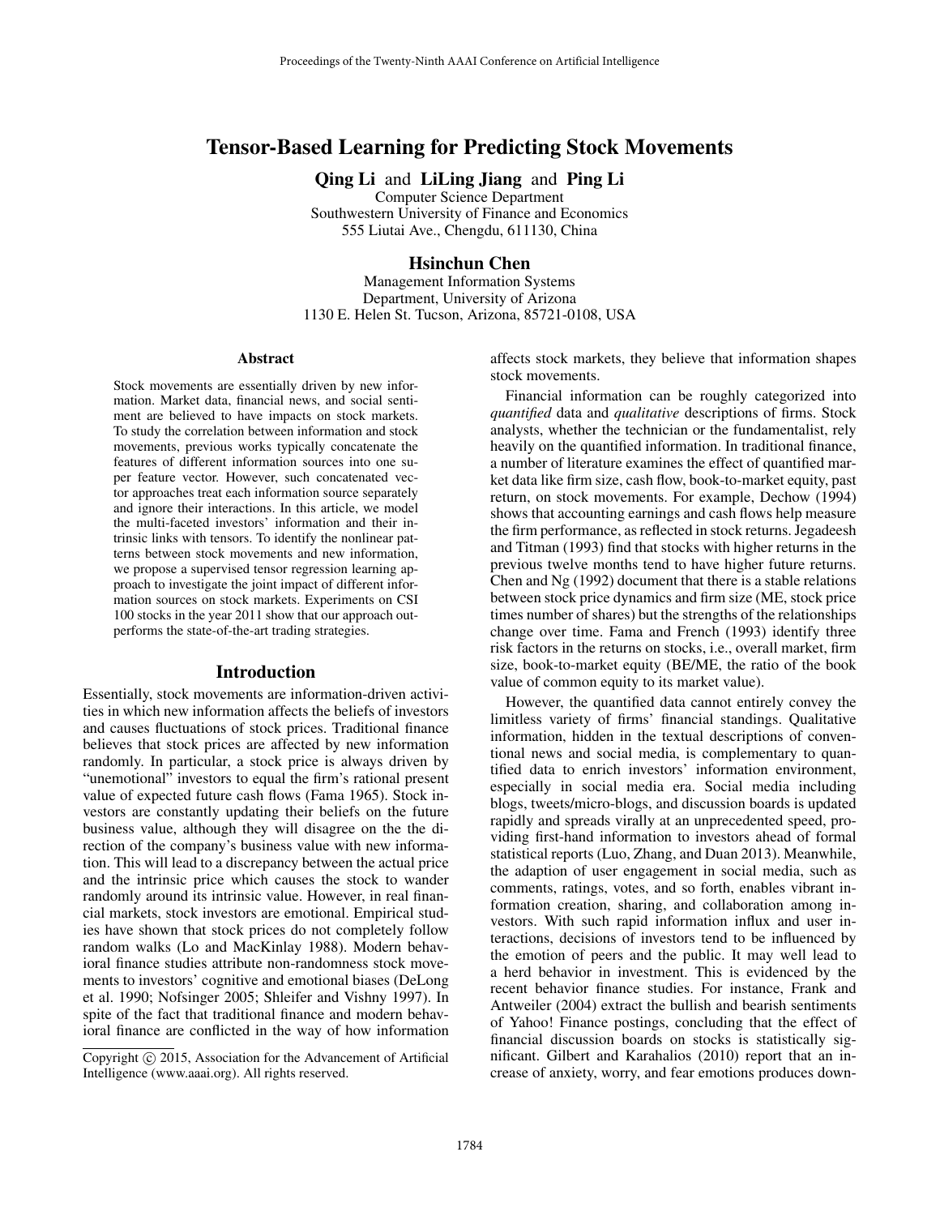# Tensor-Based Learning for Predicting Stock Movements

**Qing Li** and **LiLing Jiang** and **Ping Li**
Computer Science Department
Southwestern University of Finance and Economics
555 Liutai Ave., Chengdu, 611130, China

**Hsinchun Chen**
Management Information Systems
Department, University of Arizona
1130 E. Helen St. Tucson, Arizona, 85721-0108, USA

## Abstract

Stock movements are essentially driven by new information. Market data, financial news, and social sentiment are believed to have impacts on stock markets. To study the correlation between information and stock movements, previous works typically concatenate the features of different information sources into one super feature vector. However, such concatenated vector approaches treat each information source separately and ignore their interactions. In this article, we model the multi-faceted investors' information and their intrinsic links with tensors. To identify the nonlinear patterns between stock movements and new information, we propose a supervised tensor regression learning approach to investigate the joint impact of different information sources on stock markets. Experiments on CSI 100 stocks in the year 2011 show that our approach outperforms the state-of-the-art trading strategies.

## Introduction

Essentially, stock movements are information-driven activities in which new information affects the beliefs of investors and causes fluctuations of stock prices. Traditional finance believes that stock prices are affected by new information randomly. In particular, a stock price is always driven by "unemotional" investors to equal the firm's rational present value of expected future cash flows (Fama 1965). Stock investors are constantly updating their beliefs on the future business value, although they will disagree on the the direction of the company's business value with new information. This will lead to a discrepancy between the actual price and the intrinsic price which causes the stock to wander randomly around its intrinsic value. However, in real financial markets, stock investors are emotional. Empirical studies have shown that stock prices do not completely follow random walks (Lo and MacKinlay 1988). Modern behavioral finance studies attribute non-randomness stock movements to investors' cognitive and emotional biases (DeLong et al. 1990; Nofsinger 2005; Shleifer and Vishny 1997). In spite of the fact that traditional finance and modern behavioral finance are conflicted in the way of how information affects stock markets, they believe that information shapes stock movements.

Financial information can be roughly categorized into *quantified* data and *qualitative* descriptions of firms. Stock analysts, whether the technician or the fundamentalist, rely heavily on the quantified information. In traditional finance, a number of literature examines the effect of quantified market data like firm size, cash flow, book-to-market equity, past return, on stock movements. For example, Dechow (1994) shows that accounting earnings and cash flows help measure the firm performance, as reflected in stock returns. Jegadeesh and Titman (1993) find that stocks with higher returns in the previous twelve months tend to have higher future returns. Chen and Ng (1992) document that there is a stable relations between stock price dynamics and firm size (ME, stock price times number of shares) but the strengths of the relationships change over time. Fama and French (1993) identify three risk factors in the returns on stocks, i.e., overall market, firm size, book-to-market equity (BE/ME, the ratio of the book value of common equity to its market value).

However, the quantified data cannot entirely convey the limitless variety of firms' financial standings. Qualitative information, hidden in the textual descriptions of conventional news and social media, is complementary to quantified data to enrich investors' information environment, especially in social media era. Social media including blogs, tweets/micro-blogs, and discussion boards is updated rapidly and spreads virally at an unprecedented speed, providing first-hand information to investors ahead of formal statistical reports (Luo, Zhang, and Duan 2013). Meanwhile, the adaption of user engagement in social media, such as comments, ratings, votes, and so forth, enables vibrant information creation, sharing, and collaboration among investors. With such rapid information influx and user interactions, decisions of investors tend to be influenced by the emotion of peers and the public. It may well lead to a herd behavior in investment. This is evidenced by the recent behavior finance studies. For instance, Frank and Antweiler (2004) extract the bullish and bearish sentiments of Yahoo! Finance postings, concluding that the effect of financial discussion boards on stocks is statistically significant. Gilbert and Karahalios (2010) report that an increase of anxiety, worry, and fear emotions produces down-

Copyright © 2015, Association for the Advancement of Artificial Intelligence (www.aaai.org). All rights reserved.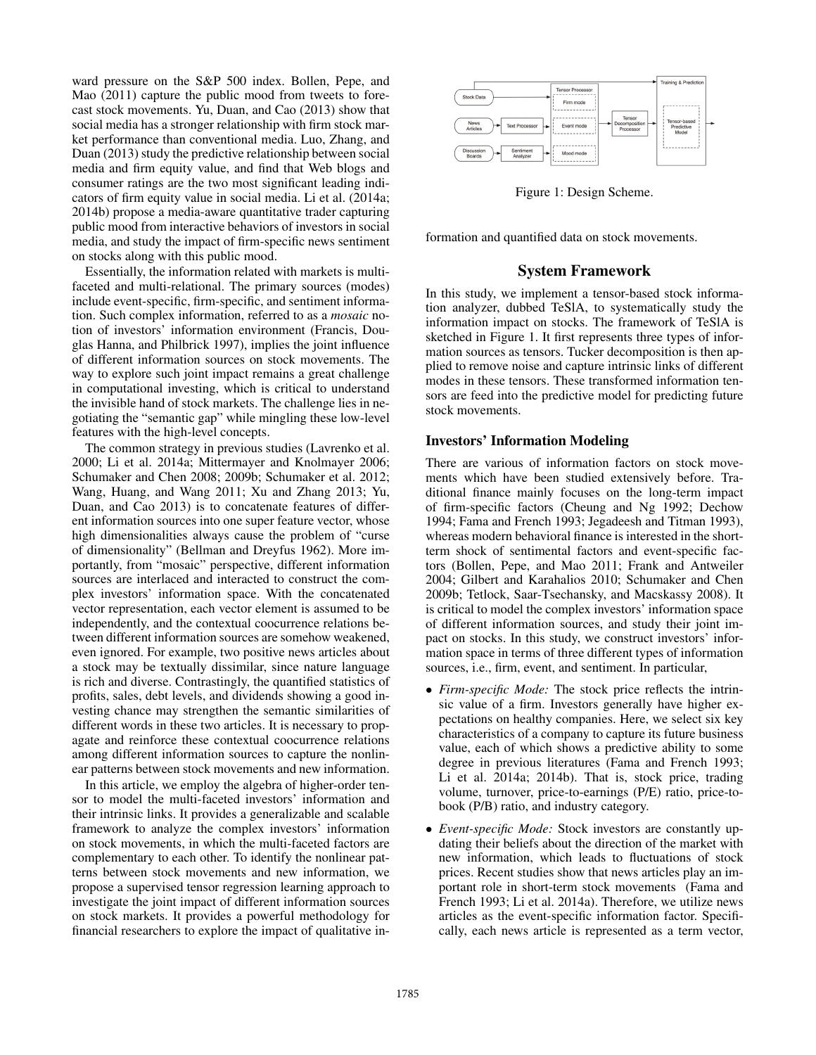ward pressure on the S&P 500 index. Bollen, Pepe, and Mao (2011) capture the public mood from tweets to forecast stock movements. Yu, Duan, and Cao (2013) show that social media has a stronger relationship with firm stock market performance than conventional media. Luo, Zhang, and Duan (2013) study the predictive relationship between social media and firm equity value, and find that Web blogs and consumer ratings are the two most significant leading indicators of firm equity value in social media. Li et al. (2014a; 2014b) propose a media-aware quantitative trader capturing public mood from interactive behaviors of investors in social media, and study the impact of firm-specific news sentiment on stocks along with this public mood.

Essentially, the information related with markets is multi-faceted and multi-relational. The primary sources (modes) include event-specific, firm-specific, and sentiment information. Such complex information, referred to as a *mosaic* notion of investors' information environment (Francis, Douglas Hanna, and Philbrick 1997), implies the joint influence of different information sources on stock movements. The way to explore such joint impact remains a great challenge in computational investing, which is critical to understand the invisible hand of stock markets. The challenge lies in negotiating the "semantic gap" while mingling these low-level features with the high-level concepts.

The common strategy in previous studies (Lavrenko et al. 2000; Li et al. 2014a; Mittermayer and Knolmayer 2006; Schumaker and Chen 2008; 2009b; Schumaker et al. 2012; Wang, Huang, and Wang 2011; Xu and Zhang 2013; Yu, Duan, and Cao 2013) is to concatenate features of different information sources into one super feature vector, whose high dimensionalities always cause the problem of "curse of dimensionality" (Bellman and Dreyfus 1962). More importantly, from "mosaic" perspective, different information sources are interlaced and interacted to construct the complex investors' information space. With the concatenated vector representation, each vector element is assumed to be independently, and the contextual coocurrence relations between different information sources are somehow weakened, even ignored. For example, two positive news articles about a stock may be textually dissimilar, since nature language is rich and diverse. Contrastingly, the quantified statistics of profits, sales, debt levels, and dividends showing a good investing chance may strengthen the semantic similarities of different words in these two articles. It is necessary to propagate and reinforce these contextual coocurrence relations among different information sources to capture the nonlinear patterns between stock movements and new information.

In this article, we employ the algebra of higher-order tensor to model the multi-faceted investors' information and their intrinsic links. It provides a generalizable and scalable framework to analyze the complex investors' information on stock movements, in which the multi-faceted factors are complementary to each other. To identify the nonlinear patterns between stock movements and new information, we propose a supervised tensor regression learning approach to investigate the joint impact of different information sources on stock markets. It provides a powerful methodology for financial researchers to explore the impact of qualitative information and quantified data on stock movements.

Figure 1: Design Scheme.

## System Framework

In this study, we implement a tensor-based stock information analyzer, dubbed TeSIA, to systematically study the information impact on stocks. The framework of TeSIA is sketched in Figure 1. It first represents three types of information sources as tensors. Tucker decomposition is then applied to remove noise and capture intrinsic links of different modes in these tensors. These transformed information tensors are feed into the predictive model for predicting future stock movements.

### Investors' Information Modeling

There are various of information factors on stock movements which have been studied extensively before. Traditional finance mainly focuses on the long-term impact of firm-specific factors (Cheung and Ng 1992; Dechow 1994; Fama and French 1993; Jegadeesh and Titman 1993), whereas modern behavioral finance is interested in the short-term shock of sentimental factors and event-specific factors (Bollen, Pepe, and Mao 2011; Frank and Antweiler 2004; Gilbert and Karahalios 2010; Schumaker and Chen 2009b; Tetlock, Saar-Tsechansky, and Macskassy 2008). It is critical to model the complex investors' information space of different information sources, and study their joint impact on stocks. In this study, we construct investors' information space in terms of three different types of information sources, i.e., firm, event, and sentiment. In particular,

- *Firm-specific Mode:* The stock price reflects the intrinsic value of a firm. Investors generally have higher expectations on healthy companies. Here, we select six key characteristics of a company to capture its future business value, each of which shows a predictive ability to some degree in previous literatures (Fama and French 1993; Li et al. 2014a; 2014b). That is, stock price, trading volume, turnover, price-to-earnings (P/E) ratio, price-to-book (P/B) ratio, and industry category.
- *Event-specific Mode:* Stock investors are constantly updating their beliefs about the direction of the market with new information, which leads to fluctuations of stock prices. Recent studies show that news articles play an important role in short-term stock movements (Fama and French 1993; Li et al. 2014a). Therefore, we utilize news articles as the event-specific information factor. Specifically, each news article is represented as a term vector,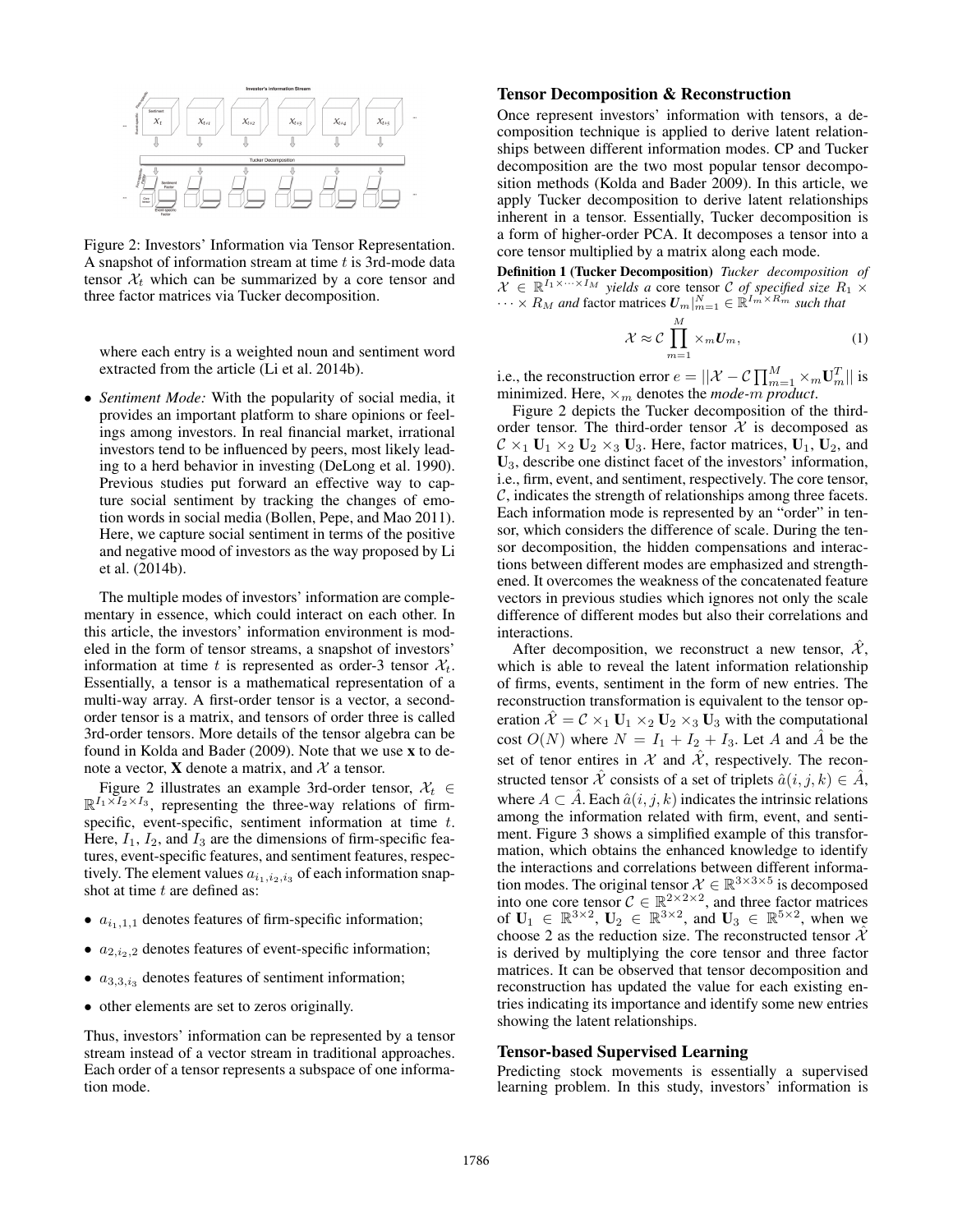Figure 2: Investors' Information via Tensor Representation. A snapshot of information stream at time $t$ is 3rd-mode data tensor $\mathcal{X}_t$ which can be summarized by a core tensor and three factor matrices via Tucker decomposition.

where each entry is a weighted noun and sentiment word extracted from the article (Li et al. 2014b).

- *Sentiment Mode:* With the popularity of social media, it provides an important platform to share opinions or feelings among investors. In real financial market, irrational investors tend to be influenced by peers, most likely leading to a herd behavior in investing (DeLong et al. 1990). Previous studies put forward an effective way to capture social sentiment by tracking the changes of emotion words in social media (Bollen, Pepe, and Mao 2011). Here, we capture social sentiment in terms of the positive and negative mood of investors as the way proposed by Li et al. (2014b).

The multiple modes of investors' information are complementary in essence, which could interact on each other. In this article, the investors' information environment is modeled in the form of tensor streams, a snapshot of investors' information at time $t$ is represented as order-3 tensor $\mathcal{X}_t$. Essentially, a tensor is a mathematical representation of a multi-way array. A first-order tensor is a vector, a second-order tensor is a matrix, and tensors of order three is called 3rd-order tensors. More details of the tensor algebra can be found in Kolda and Bader (2009). Note that we use $\mathbf{x}$ to denote a vector, $\mathbf{X}$ denote a matrix, and $\mathcal{X}$ a tensor.

Figure 2 illustrates an example 3rd-order tensor, $\mathcal{X}_t \in \mathbb{R}^{I_1 \times I_2 \times I_3}$, representing the three-way relations of firm-specific, event-specific, sentiment information at time $t$. Here, $I_1$, $I_2$, and $I_3$ are the dimensions of firm-specific features, event-specific features, and sentiment features, respectively. The element values $a_{i_1,i_2,i_3}$ of each information snapshot at time $t$ are defined as:

- $a_{i_1,1,1}$ denotes features of firm-specific information;
- $a_{2,i_2,2}$ denotes features of event-specific information;
- $a_{3,3,i_3}$ denotes features of sentiment information;
- other elements are set to zeros originally.

Thus, investors' information can be represented by a tensor stream instead of a vector stream in traditional approaches. Each order of a tensor represents a subspace of one information mode.

## Tensor Decomposition & Reconstruction

Once represent investors' information with tensors, a decomposition technique is applied to derive latent relationships between different information modes. CP and Tucker decomposition are the two most popular tensor decomposition methods (Kolda and Bader 2009). In this article, we apply Tucker decomposition to derive latent relationships inherent in a tensor. Essentially, Tucker decomposition is a form of higher-order PCA. It decomposes a tensor into a core tensor multiplied by a matrix along each mode.

**Definition 1 (Tucker Decomposition)** *Tucker decomposition of $\mathcal{X} \in \mathbb{R}^{I_1 \times \cdots \times I_M}$ yields a* core tensor *$\mathcal{C}$ of specified size $R_1 \times \cdots \times R_M$ and* factor matrices *$\boldsymbol{U}_m|_{m=1}^{N} \in \mathbb{R}^{I_m \times R_m}$ such that*

$$\mathcal{X} \approx \mathcal{C} \prod_{m=1}^{M} \times_m \boldsymbol{U}_m, \tag{1}$$

i.e., the reconstruction error $e = ||\mathcal{X} - \mathcal{C} \prod_{m=1}^{M} \times_m \mathbf{U}_m^T||$ is minimized. Here, $\times_m$ denotes the *mode-$m$ product*.

Figure 2 depicts the Tucker decomposition of the third-order tensor. The third-order tensor $\mathcal{X}$ is decomposed as $\mathcal{C} \times_1 \mathbf{U}_1 \times_2 \mathbf{U}_2 \times_3 \mathbf{U}_3$. Here, factor matrices, $\mathbf{U}_1$, $\mathbf{U}_2$, and $\mathbf{U}_3$, describe one distinct facet of the investors' information, i.e., firm, event, and sentiment, respectively. The core tensor, $\mathcal{C}$, indicates the strength of relationships among three facets. Each information mode is represented by an "order" in tensor, which considers the difference of scale. During the tensor decomposition, the hidden compensations and interactions between different modes are emphasized and strengthened. It overcomes the weakness of the concatenated feature vectors in previous studies which ignores not only the scale difference of different modes but also their correlations and interactions.

After decomposition, we reconstruct a new tensor, $\hat{\mathcal{X}}$, which is able to reveal the latent information relationship of firms, events, sentiment in the form of new entries. The reconstruction transformation is equivalent to the tensor operation $\hat{\mathcal{X}} = \mathcal{C} \times_1 \mathbf{U}_1 \times_2 \mathbf{U}_2 \times_3 \mathbf{U}_3$ with the computational cost $O(N)$ where $N = I_1 + I_2 + I_3$. Let $A$ and $\hat{A}$ be the set of tenor entires in $\mathcal{X}$ and $\hat{\mathcal{X}}$, respectively. The reconstructed tensor $\hat{\mathcal{X}}$ consists of a set of triplets $\hat{a}(i,j,k) \in \hat{A}$, where $A \subset \hat{A}$. Each $\hat{a}(i,j,k)$ indicates the intrinsic relations among the information related with firm, event, and sentiment. Figure 3 shows a simplified example of this transformation, which obtains the enhanced knowledge to identify the interactions and correlations between different information modes. The original tensor $\mathcal{X} \in \mathbb{R}^{3\times3\times5}$ is decomposed into one core tensor $\mathcal{C} \in \mathbb{R}^{2\times2\times2}$, and three factor matrices of $\mathbf{U}_1 \in \mathbb{R}^{3\times2}$, $\mathbf{U}_2 \in \mathbb{R}^{3\times2}$, and $\mathbf{U}_3 \in \mathbb{R}^{5\times2}$, when we choose 2 as the reduction size. The reconstructed tensor $\hat{\mathcal{X}}$ is derived by multiplying the core tensor and three factor matrices. It can be observed that tensor decomposition and reconstruction has updated the value for each existing entries indicating its importance and identify some new entries showing the latent relationships.

## Tensor-based Supervised Learning

Predicting stock movements is essentially a supervised learning problem. In this study, investors' information is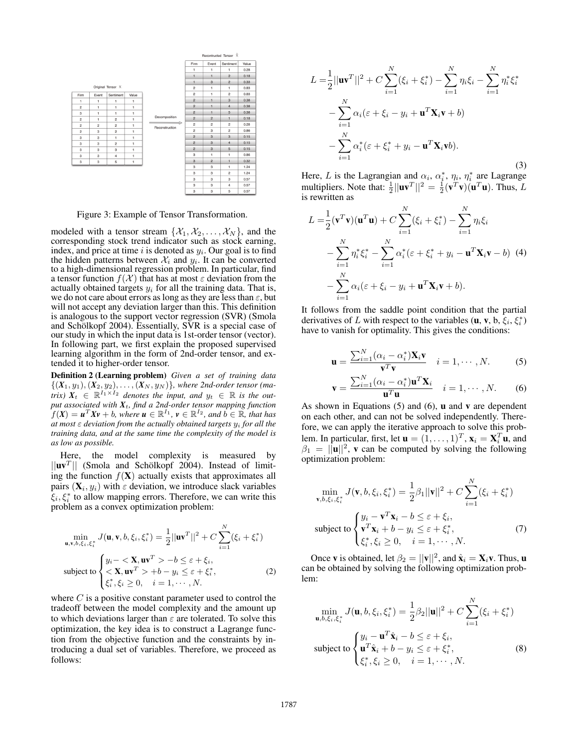Original Tensor $\mathcal{X}$

| Firm | Event | Sentiment | Value |
|---|---|---|---|
| 1 | 1 | 1 | 1 |
| 2 | 1 | 1 | 1 |
| 3 | 1 | 1 | 1 |
| 2 | 1 | 2 | 1 |
| 2 | 2 | 2 | 1 |
| 2 | 3 | 2 | 1 |
| 3 | 3 | 1 | 1 |
| 3 | 3 | 2 | 1 |
| 3 | 3 | 3 | 1 |
| 3 | 3 | 4 | 1 |
| 3 | 3 | 5 | 1 |

Decomposition → Reconstruction

Reconstructed Tensor $\hat{\mathcal{X}}$

| Firm | Event | Sentiment | Value |
|---|---|---|---|
| 1 | 1 | 1 | 0.28 |
| 1 | 1 | 2 | 0.18 |
| 1 | 3 | 2 | 0.33 |
| 2 | 1 | 1 | 0.83 |
| 2 | 1 | 2 | 0.83 |
| 2 | 1 | 3 | 0.38 |
| 2 | 1 | 4 | 0.38 |
| 2 | 1 | 5 | 0.38 |
| 2 | 2 | 1 | 0.18 |
| 2 | 2 | 2 | 0.28 |
| 2 | 3 | 2 | 0.86 |
| 2 | 3 | 3 | 0.15 |
| 2 | 3 | 4 | 0.15 |
| 2 | 3 | 5 | 0.15 |
| 3 | 1 | 1 | 0.86 |
| 3 | 2 | 1 | 0.32 |
| 3 | 3 | 1 | 1.24 |
| 3 | 3 | 2 | 1.24 |
| 3 | 3 | 3 | 0.57 |
| 3 | 3 | 4 | 0.57 |
| 3 | 3 | 5 | 0.57 |

Figure 3: Example of Tensor Transformation.

modeled with a tensor stream $\{\mathcal{X}_1, \mathcal{X}_2, \ldots, \mathcal{X}_N\}$, and the corresponding stock trend indicator such as stock earning, index, and price at time $i$ is denoted as $y_i$. Our goal is to find the hidden patterns between $\mathcal{X}_i$ and $y_i$. It can be converted to a high-dimensional regression problem. In particular, find a tensor function $f(\mathcal{X})$ that has at most $\varepsilon$ deviation from the actually obtained targets $y_i$ for all the training data. That is, we do not care about errors as long as they are less than $\varepsilon$, but will not accept any deviation larger than this. This definition is analogous to the support vector regression (SVR) (Smola and Schölkopf 2004). Essentially, SVR is a special case of our study in which the input data is 1st-order tensor (vector). In following part, we first explain the proposed supervised learning algorithm in the form of 2nd-order tensor, and extended it to higher-order tensor.

**Definition 2 (Learning problem)** *Given a set of training data $\{(\mathbf{X}_1, y_1), (\mathbf{X}_2, y_2), \ldots, (\mathbf{X}_N, y_N)\}$, where 2nd-order tensor (matrix) $\mathbf{X}_t \in \mathbb{R}^{I_1 \times I_2}$ denotes the input, and $y_t \in \mathbb{R}$ is the output associated with $\mathbf{X}_t$, find a 2nd-order tensor mapping function $f(\mathbf{X}) = \mathbf{u}^T\mathbf{X}\mathbf{v} + b$, where $\mathbf{u} \in \mathbb{R}^{I_1}$, $\mathbf{v} \in \mathbb{R}^{I_2}$, and $b \in \mathbb{R}$, that has at most $\varepsilon$ deviation from the actually obtained targets $y_i$ for all the training data, and at the same time the complexity of the model is as low as possible.*

Here, the model complexity is measured by $||\mathbf{u}\mathbf{v}^T||$ (Smola and Schölkopf 2004). Instead of limiting the function $f(\mathbf{X})$ actually exists that approximates all pairs $(\mathbf{X}_i, y_i)$ with $\varepsilon$ deviation, we introduce slack variables $\xi_i, \xi_i^*$ to allow mapping errors. Therefore, we can write this problem as a convex optimization problem:

$$
\min_{\mathbf{u},\mathbf{v},b,\xi_i,\xi_i^*} J(\mathbf{u},\mathbf{v},b,\xi_i,\xi_i^*) = \frac{1}{2}||\mathbf{u}\mathbf{v}^T||^2 + C\sum_{i=1}^{N}(\xi_i + \xi_i^*)
$$
$$
\text{subject to} \begin{cases} y_i - <\mathbf{X}, \mathbf{u}\mathbf{v}^T> - b \le \varepsilon + \xi_i, \\ <\mathbf{X}, \mathbf{u}\mathbf{v}^T> + b - y_i \le \varepsilon + \xi_i^*, \\ \xi_i^*, \xi_i \ge 0, \quad i = 1, \cdots, N. \end{cases} \tag{2}
$$

where $C$ is a positive constant parameter used to control the tradeoff between the model complexity and the amount up to which deviations larger than $\varepsilon$ are tolerated. To solve this optimization, the key idea is to construct a Lagrange function from the objective function and the constraints by introducing a dual set of variables. Therefore, we proceed as follows:

$$
\begin{aligned}
L =& \frac{1}{2}||\mathbf{u}\mathbf{v}^T||^2 + C\sum_{i=1}^{N}(\xi_i + \xi_i^*) - \sum_{i=1}^{N}\eta_i\xi_i - \sum_{i=1}^{N}\eta_i^*\xi_i^* \\
& - \sum_{i=1}^{N}\alpha_i(\varepsilon + \xi_i - y_i + \mathbf{u}^T\mathbf{X}_i\mathbf{v} + b) \\
& - \sum_{i=1}^{N}\alpha_i^*(\varepsilon + \xi_i^* + y_i - \mathbf{u}^T\mathbf{X}_i\mathbf{v}b).
\end{aligned} \tag{3}
$$

Here, $L$ is the Lagrangian and $\alpha_i$, $\alpha_i^*$, $\eta_i$, $\eta_i^*$ are Lagrange multipliers. Note that: $\frac{1}{2}||\mathbf{u}\mathbf{v}^T||^2 = \frac{1}{2}(\mathbf{v}^T\mathbf{v})(\mathbf{u}^T\mathbf{u})$. Thus, $L$ is rewritten as

$$
\begin{aligned}
L =& \frac{1}{2}(\mathbf{v}^T\mathbf{v})(\mathbf{u}^T\mathbf{u}) + C\sum_{i=1}^{N}(\xi_i + \xi_i^*) - \sum_{i=1}^{N}\eta_i\xi_i \\
& - \sum_{i=1}^{N}\eta_i^*\xi_i^* - \sum_{i=1}^{N}\alpha_i^*(\varepsilon + \xi_i^* + y_i - \mathbf{u}^T\mathbf{X}_i\mathbf{v} - b) \\
& - \sum_{i=1}^{N}\alpha_i(\varepsilon + \xi_i - y_i + \mathbf{u}^T\mathbf{X}_i\mathbf{v} + b).
\end{aligned} \tag{4}
$$

It follows from the saddle point condition that the partial derivatives of $L$ with respect to the variables ($\mathbf{u}$, $\mathbf{v}$, b, $\xi_i, \xi_i^*$) have to vanish for optimality. This gives the conditions:

$$
\mathbf{u} = \frac{\sum_{i=1}^{N}(\alpha_i - \alpha_i^*)\mathbf{X}_i\mathbf{v}}{\mathbf{v}^T\mathbf{v}} \quad i = 1, \cdots, N. \tag{5}
$$

$$
\mathbf{v} = \frac{\sum_{i=1}^{N}(\alpha_i - \alpha_i^*)\mathbf{u}^T\mathbf{X}_i}{\mathbf{u}^T\mathbf{u}} \quad i = 1, \cdots, N. \tag{6}
$$

As shown in Equations (5) and (6), $\mathbf{u}$ and $\mathbf{v}$ are dependent on each other, and can not be solved independently. Therefore, we can apply the iterative approach to solve this problem. In particular, first, let $\mathbf{u} = (1, \ldots, 1)^T$, $\mathbf{x}_i = \mathbf{X}_i^T\mathbf{u}$, and $\beta_1 = ||\mathbf{u}||^2$, $\mathbf{v}$ can be computed by solving the following optimization problem:

$$
\min_{\mathbf{v},b,\xi_i,\xi_i^*} J(\mathbf{v},b,\xi_i,\xi_i^*) = \frac{1}{2}\beta_1||\mathbf{v}||^2 + C\sum_{i=1}^{N}(\xi_i + \xi_i^*)
$$
$$
\text{subject to} \begin{cases} y_i - \mathbf{v}^T\mathbf{x}_i - b \le \varepsilon + \xi_i, \\ \mathbf{v}^T\mathbf{x}_i + b - y_i \le \varepsilon + \xi_i^*, \\ \xi_i^*, \xi_i \ge 0, \quad i = 1, \cdots, N. \end{cases} \tag{7}
$$

Once $\mathbf{v}$ is obtained, let $\beta_2 = ||\mathbf{v}||^2$, and $\hat{\mathbf{x}}_i = \mathbf{X}_i\mathbf{v}$. Thus, $\mathbf{u}$ can be obtained by solving the following optimization problem:

$$
\min_{\mathbf{u},b,\xi_i,\xi_i^*} J(\mathbf{u},b,\xi_i,\xi_i^*) = \frac{1}{2}\beta_2||\mathbf{u}||^2 + C\sum_{i=1}^{N}(\xi_i + \xi_i^*)
$$
$$
\text{subject to} \begin{cases} y_i - \mathbf{u}^T\hat{\mathbf{x}}_i - b \le \varepsilon + \xi_i, \\ \mathbf{u}^T\hat{\mathbf{x}}_i + b - y_i \le \varepsilon + \xi_i^*, \\ \xi_i^*, \xi_i \ge 0, \quad i = 1, \cdots, N. \end{cases} \tag{8}
$$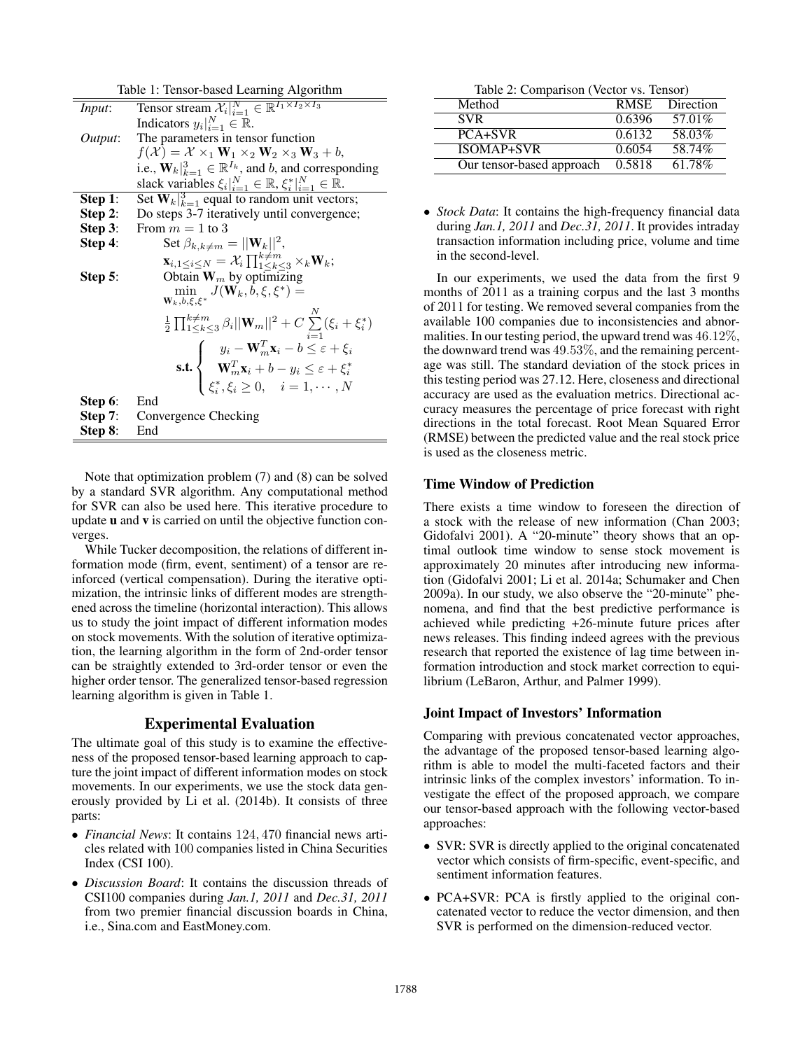Table 1: Tensor-based Learning Algorithm

| | |
|---|---|
| *Input*: | Tensor stream $\mathcal{X}_i\|_{i=1}^{N} \in \mathbb{R}^{I_1 \times I_2 \times I_3}$ |
| | Indicators $y_i\|_{i=1}^{N} \in \mathbb{R}$. |
| *Output*: | The parameters in tensor function |
| | $f(\mathcal{X}) = \mathcal{X} \times_1 \mathbf{W}_1 \times_2 \mathbf{W}_2 \times_3 \mathbf{W}_3 + b$, |
| | i.e., $\mathbf{W}_k\|_{k=1}^{3} \in \mathbb{R}^{I_k}$, and $b$, and corresponding |
| | slack variables $\xi_i\|_{i=1}^{N} \in \mathbb{R}, \xi_i^*\|_{i=1}^{N} \in \mathbb{R}$. |
| **Step 1**: | Set $\mathbf{W}_k\|_{k=1}^{3}$ equal to random unit vectors; |
| **Step 2**: | Do steps 3-7 iteratively until convergence; |
| **Step 3**: | From $m = 1$ to 3 |
| **Step 4**: | Set $\beta_{k,k \neq m} = \|\|\mathbf{W}_k\|\|^2$, |
| | $\mathbf{x}_{i,1 \leq i \leq N} = \mathcal{X}_i \prod_{1 \leq k \leq 3}^{k \neq m} \times_k \mathbf{W}_k$; |
| **Step 5**: | Obtain $\mathbf{W}_m$ by optimizing |
| | $\min_{\mathbf{W}_k, b, \xi, \xi^*} J(\mathbf{W}_k, b, \xi, \xi^*) =$ |
| | $\frac{1}{2} \prod_{1 \leq k \leq 3}^{k \neq m} \beta_i \|\|\mathbf{W}_m\|\|^2 + C \sum_{i=1}^{N} (\xi_i + \xi_i^*)$ |
| | **s.t.** $\begin{cases} y_i - \mathbf{W}_m^T \mathbf{x}_i - b \leq \varepsilon + \xi_i \\ \mathbf{W}_m^T \mathbf{x}_i + b - y_i \leq \varepsilon + \xi_i^* \\ \xi_i^*, \xi_i \geq 0, \quad i = 1, \cdots, N \end{cases}$ |
| **Step 6**: | End |
| **Step 7**: | Convergence Checking |
| **Step 8**: | End |

Note that optimization problem (7) and (8) can be solved by a standard SVR algorithm. Any computational method for SVR can also be used here. This iterative procedure to update **u** and **v** is carried on until the objective function converges.

While Tucker decomposition, the relations of different information mode (firm, event, sentiment) of a tensor are reinforced (vertical compensation). During the iterative optimization, the intrinsic links of different modes are strengthened across the timeline (horizontal interaction). This allows us to study the joint impact of different information modes on stock movements. With the solution of iterative optimization, the learning algorithm in the form of 2nd-order tensor can be straightly extended to 3rd-order tensor or even the higher order tensor. The generalized tensor-based regression learning algorithm is given in Table 1.

## Experimental Evaluation

The ultimate goal of this study is to examine the effectiveness of the proposed tensor-based learning approach to capture the joint impact of different information modes on stock movements. In our experiments, we use the stock data generously provided by Li et al. (2014b). It consists of three parts:

- *Financial News*: It contains 124,470 financial news articles related with 100 companies listed in China Securities Index (CSI 100).
- *Discussion Board*: It contains the discussion threads of CSI100 companies during *Jan.1, 2011* and *Dec.31, 2011* from two premier financial discussion boards in China, i.e., Sina.com and EastMoney.com.

Table 2: Comparison (Vector vs. Tensor)

| Method | RMSE | Direction |
|---|---|---|
| SVR | 0.6396 | 57.01% |
| PCA+SVR | 0.6132 | 58.03% |
| ISOMAP+SVR | 0.6054 | 58.74% |
| Our tensor-based approach | 0.5818 | 61.78% |

- *Stock Data*: It contains the high-frequency financial data during *Jan.1, 2011* and *Dec.31, 2011*. It provides intraday transaction information including price, volume and time in the second-level.

In our experiments, we used the data from the first 9 months of 2011 as a training corpus and the last 3 months of 2011 for testing. We removed several companies from the available 100 companies due to inconsistencies and abnormalities. In our testing period, the upward trend was 46.12%, the downward trend was 49.53%, and the remaining percentage was still. The standard deviation of the stock prices in this testing period was 27.12. Here, closeness and directional accuracy are used as the evaluation metrics. Directional accuracy measures the percentage of price forecast with right directions in the total forecast. Root Mean Squared Error (RMSE) between the predicted value and the real stock price is used as the closeness metric.

### Time Window of Prediction

There exists a time window to foreseen the direction of a stock with the release of new information (Chan 2003; Gidofalvi 2001). A "20-minute" theory shows that an optimal outlook time window to sense stock movement is approximately 20 minutes after introducing new information (Gidofalvi 2001; Li et al. 2014a; Schumaker and Chen 2009a). In our study, we also observe the "20-minute" phenomena, and find that the best predictive performance is achieved while predicting +26-minute future prices after news releases. This finding indeed agrees with the previous research that reported the existence of lag time between information introduction and stock market correction to equilibrium (LeBaron, Arthur, and Palmer 1999).

### Joint Impact of Investors' Information

Comparing with previous concatenated vector approaches, the advantage of the proposed tensor-based learning algorithm is able to model the multi-faceted factors and their intrinsic links of the complex investors' information. To investigate the effect of the proposed approach, we compare our tensor-based approach with the following vector-based approaches:

- SVR: SVR is directly applied to the original concatenated vector which consists of firm-specific, event-specific, and sentiment information features.
- PCA+SVR: PCA is firstly applied to the original concatenated vector to reduce the vector dimension, and then SVR is performed on the dimension-reduced vector.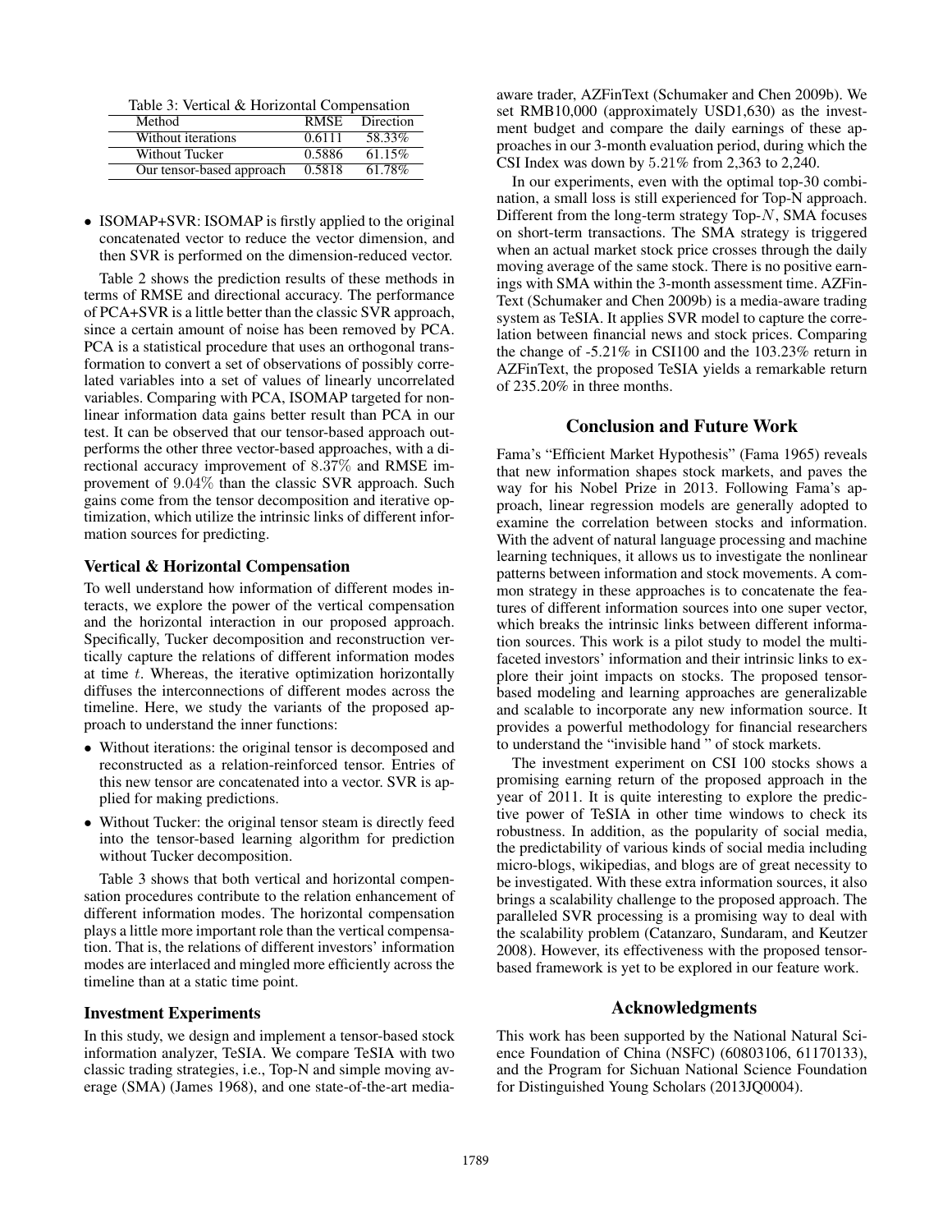Table 3: Vertical & Horizontal Compensation

| Method | RMSE | Direction |
|---|---|---|
| Without iterations | 0.6111 | 58.33% |
| Without Tucker | 0.5886 | 61.15% |
| Our tensor-based approach | 0.5818 | 61.78% |

- ISOMAP+SVR: ISOMAP is firstly applied to the original concatenated vector to reduce the vector dimension, and then SVR is performed on the dimension-reduced vector.

Table 2 shows the prediction results of these methods in terms of RMSE and directional accuracy. The performance of PCA+SVR is a little better than the classic SVR approach, since a certain amount of noise has been removed by PCA. PCA is a statistical procedure that uses an orthogonal transformation to convert a set of observations of possibly correlated variables into a set of values of linearly uncorrelated variables. Comparing with PCA, ISOMAP targeted for nonlinear information data gains better result than PCA in our test. It can be observed that our tensor-based approach outperforms the other three vector-based approaches, with a directional accuracy improvement of $8.37\%$ and RMSE improvement of $9.04\%$ than the classic SVR approach. Such gains come from the tensor decomposition and iterative optimization, which utilize the intrinsic links of different information sources for predicting.

### Vertical & Horizontal Compensation

To well understand how information of different modes interacts, we explore the power of the vertical compensation and the horizontal interaction in our proposed approach. Specifically, Tucker decomposition and reconstruction vertically capture the relations of different information modes at time $t$. Whereas, the iterative optimization horizontally diffuses the interconnections of different modes across the timeline. Here, we study the variants of the proposed approach to understand the inner functions:

- Without iterations: the original tensor is decomposed and reconstructed as a relation-reinforced tensor. Entries of this new tensor are concatenated into a vector. SVR is applied for making predictions.
- Without Tucker: the original tensor steam is directly feed into the tensor-based learning algorithm for prediction without Tucker decomposition.

Table 3 shows that both vertical and horizontal compensation procedures contribute to the relation enhancement of different information modes. The horizontal compensation plays a little more important role than the vertical compensation. That is, the relations of different investors' information modes are interlaced and mingled more efficiently across the timeline than at a static time point.

### Investment Experiments

In this study, we design and implement a tensor-based stock information analyzer, TeSIA. We compare TeSIA with two classic trading strategies, i.e., Top-N and simple moving average (SMA) (James 1968), and one state-of-the-art media-aware trader, AZFinText (Schumaker and Chen 2009b). We set RMB10,000 (approximately USD1,630) as the investment budget and compare the daily earnings of these approaches in our 3-month evaluation period, during which the CSI Index was down by $5.21\%$ from 2,363 to 2,240.

In our experiments, even with the optimal top-30 combination, a small loss is still experienced for Top-N approach. Different from the long-term strategy Top-$N$, SMA focuses on short-term transactions. The SMA strategy is triggered when an actual market stock price crosses through the daily moving average of the same stock. There is no positive earnings with SMA within the 3-month assessment time. AZFinText (Schumaker and Chen 2009b) is a media-aware trading system as TeSIA. It applies SVR model to capture the correlation between financial news and stock prices. Comparing the change of -5.21% in CSI100 and the 103.23% return in AZFinText, the proposed TeSIA yields a remarkable return of 235.20% in three months.

## Conclusion and Future Work

Fama's "Efficient Market Hypothesis" (Fama 1965) reveals that new information shapes stock markets, and paves the way for his Nobel Prize in 2013. Following Fama's approach, linear regression models are generally adopted to examine the correlation between stocks and information. With the advent of natural language processing and machine learning techniques, it allows us to investigate the nonlinear patterns between information and stock movements. A common strategy in these approaches is to concatenate the features of different information sources into one super vector, which breaks the intrinsic links between different information sources. This work is a pilot study to model the multi-faceted investors' information and their intrinsic links to explore their joint impacts on stocks. The proposed tensor-based modeling and learning approaches are generalizable and scalable to incorporate any new information source. It provides a powerful methodology for financial researchers to understand the "invisible hand " of stock markets.

The investment experiment on CSI 100 stocks shows a promising earning return of the proposed approach in the year of 2011. It is quite interesting to explore the predictive power of TeSIA in other time windows to check its robustness. In addition, as the popularity of social media, the predictability of various kinds of social media including micro-blogs, wikipedias, and blogs are of great necessity to be investigated. With these extra information sources, it also brings a scalability challenge to the proposed approach. The paralleled SVR processing is a promising way to deal with the scalability problem (Catanzaro, Sundaram, and Keutzer 2008). However, its effectiveness with the proposed tensor-based framework is yet to be explored in our feature work.

## Acknowledgments

This work has been supported by the National Natural Science Foundation of China (NSFC) (60803106, 61170133), and the Program for Sichuan National Science Foundation for Distinguished Young Scholars (2013JQ0004).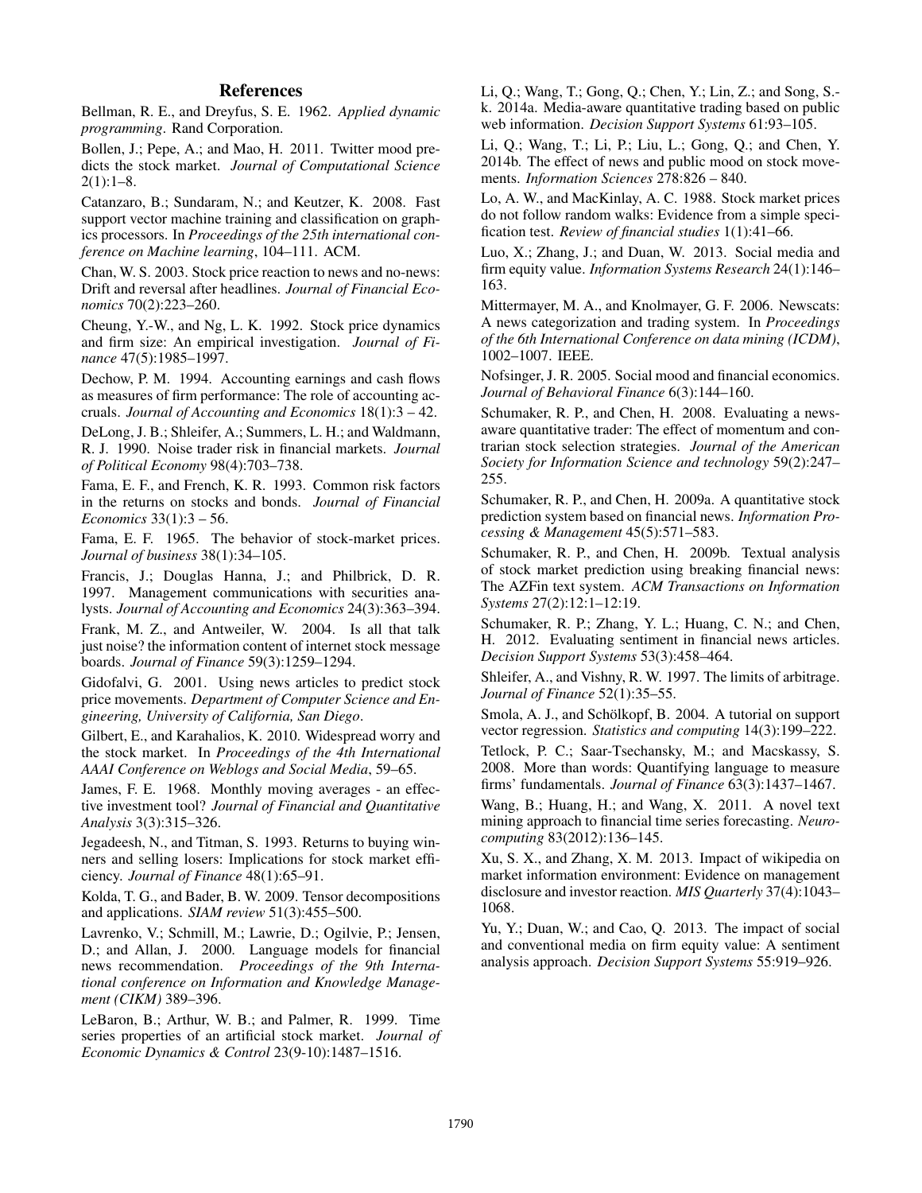## References

Bellman, R. E., and Dreyfus, S. E. 1962. *Applied dynamic programming*. Rand Corporation.

Bollen, J.; Pepe, A.; and Mao, H. 2011. Twitter mood predicts the stock market. *Journal of Computational Science* 2(1):1–8.

Catanzaro, B.; Sundaram, N.; and Keutzer, K. 2008. Fast support vector machine training and classification on graphics processors. In *Proceedings of the 25th international conference on Machine learning*, 104–111. ACM.

Chan, W. S. 2003. Stock price reaction to news and no-news: Drift and reversal after headlines. *Journal of Financial Economics* 70(2):223–260.

Cheung, Y.-W., and Ng, L. K. 1992. Stock price dynamics and firm size: An empirical investigation. *Journal of Finance* 47(5):1985–1997.

Dechow, P. M. 1994. Accounting earnings and cash flows as measures of firm performance: The role of accounting accruals. *Journal of Accounting and Economics* 18(1):3 – 42.

DeLong, J. B.; Shleifer, A.; Summers, L. H.; and Waldmann, R. J. 1990. Noise trader risk in financial markets. *Journal of Political Economy* 98(4):703–738.

Fama, E. F., and French, K. R. 1993. Common risk factors in the returns on stocks and bonds. *Journal of Financial Economics* 33(1):3 – 56.

Fama, E. F. 1965. The behavior of stock-market prices. *Journal of business* 38(1):34–105.

Francis, J.; Douglas Hanna, J.; and Philbrick, D. R. 1997. Management communications with securities analysts. *Journal of Accounting and Economics* 24(3):363–394.

Frank, M. Z., and Antweiler, W. 2004. Is all that talk just noise? the information content of internet stock message boards. *Journal of Finance* 59(3):1259–1294.

Gidofalvi, G. 2001. Using news articles to predict stock price movements. *Department of Computer Science and Engineering, University of California, San Diego*.

Gilbert, E., and Karahalios, K. 2010. Widespread worry and the stock market. In *Proceedings of the 4th International AAAI Conference on Weblogs and Social Media*, 59–65.

James, F. E. 1968. Monthly moving averages - an effective investment tool? *Journal of Financial and Quantitative Analysis* 3(3):315–326.

Jegadeesh, N., and Titman, S. 1993. Returns to buying winners and selling losers: Implications for stock market efficiency. *Journal of Finance* 48(1):65–91.

Kolda, T. G., and Bader, B. W. 2009. Tensor decompositions and applications. *SIAM review* 51(3):455–500.

Lavrenko, V.; Schmill, M.; Lawrie, D.; Ogilvie, P.; Jensen, D.; and Allan, J. 2000. Language models for financial news recommendation. *Proceedings of the 9th International conference on Information and Knowledge Management (CIKM)* 389–396.

LeBaron, B.; Arthur, W. B.; and Palmer, R. 1999. Time series properties of an artificial stock market. *Journal of Economic Dynamics & Control* 23(9-10):1487–1516.

Li, Q.; Wang, T.; Gong, Q.; Chen, Y.; Lin, Z.; and Song, S.-k. 2014a. Media-aware quantitative trading based on public web information. *Decision Support Systems* 61:93–105.

Li, Q.; Wang, T.; Li, P.; Liu, L.; Gong, Q.; and Chen, Y. 2014b. The effect of news and public mood on stock movements. *Information Sciences* 278:826 – 840.

Lo, A. W., and MacKinlay, A. C. 1988. Stock market prices do not follow random walks: Evidence from a simple specification test. *Review of financial studies* 1(1):41–66.

Luo, X.; Zhang, J.; and Duan, W. 2013. Social media and firm equity value. *Information Systems Research* 24(1):146–163.

Mittermayer, M. A., and Knolmayer, G. F. 2006. Newscats: A news categorization and trading system. In *Proceedings of the 6th International Conference on data mining (ICDM)*, 1002–1007. IEEE.

Nofsinger, J. R. 2005. Social mood and financial economics. *Journal of Behavioral Finance* 6(3):144–160.

Schumaker, R. P., and Chen, H. 2008. Evaluating a news-aware quantitative trader: The effect of momentum and contrarian stock selection strategies. *Journal of the American Society for Information Science and technology* 59(2):247–255.

Schumaker, R. P., and Chen, H. 2009a. A quantitative stock prediction system based on financial news. *Information Processing & Management* 45(5):571–583.

Schumaker, R. P., and Chen, H. 2009b. Textual analysis of stock market prediction using breaking financial news: The AZFin text system. *ACM Transactions on Information Systems* 27(2):12:1–12:19.

Schumaker, R. P.; Zhang, Y. L.; Huang, C. N.; and Chen, H. 2012. Evaluating sentiment in financial news articles. *Decision Support Systems* 53(3):458–464.

Shleifer, A., and Vishny, R. W. 1997. The limits of arbitrage. *Journal of Finance* 52(1):35–55.

Smola, A. J., and Schölkopf, B. 2004. A tutorial on support vector regression. *Statistics and computing* 14(3):199–222.

Tetlock, P. C.; Saar-Tsechansky, M.; and Macskassy, S. 2008. More than words: Quantifying language to measure firms' fundamentals. *Journal of Finance* 63(3):1437–1467.

Wang, B.; Huang, H.; and Wang, X. 2011. A novel text mining approach to financial time series forecasting. *Neurocomputing* 83(2012):136–145.

Xu, S. X., and Zhang, X. M. 2013. Impact of wikipedia on market information environment: Evidence on management disclosure and investor reaction. *MIS Quarterly* 37(4):1043–1068.

Yu, Y.; Duan, W.; and Cao, Q. 2013. The impact of social and conventional media on firm equity value: A sentiment analysis approach. *Decision Support Systems* 55:919–926.